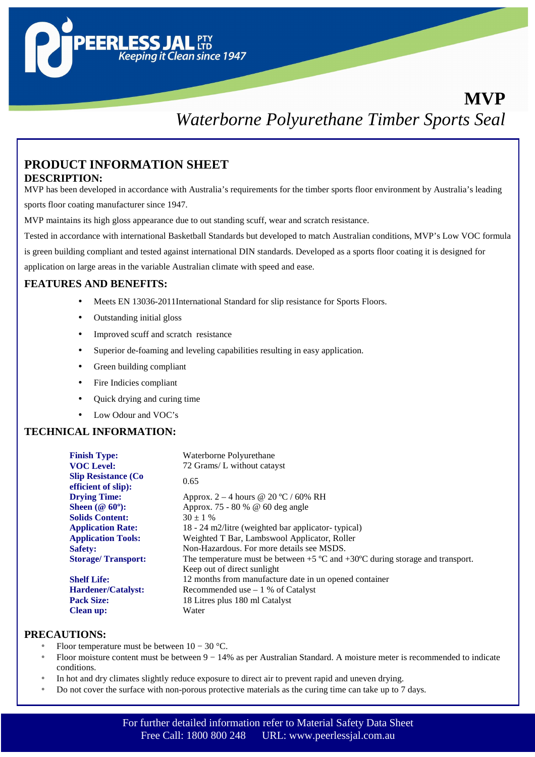PEERLESS JAL PTY LTD
*Keeping it Clean since 1947*

# MVP

## *Waterborne Polyurethane Timber Sports Seal*

## PRODUCT INFORMATION SHEET

### DESCRIPTION:

MVP has been developed in accordance with Australia's requirements for the timber sports floor environment by Australia's leading sports floor coating manufacturer since 1947.

MVP maintains its high gloss appearance due to out standing scuff, wear and scratch resistance.

Tested in accordance with international Basketball Standards but developed to match Australian conditions, MVP's Low VOC formula is green building compliant and tested against international DIN standards. Developed as a sports floor coating it is designed for application on large areas in the variable Australian climate with speed and ease.

### FEATURES AND BENEFITS:

- Meets EN 13036-2011International Standard for slip resistance for Sports Floors.
- Outstanding initial gloss
- Improved scuff and scratch resistance
- Superior de-foaming and leveling capabilities resulting in easy application.
- Green building compliant
- Fire Indicies compliant
- Quick drying and curing time
- Low Odour and VOC's

### TECHNICAL INFORMATION:

| | |
|---|---|
| **Finish Type:** | Waterborne Polyurethane |
| **VOC Level:** | 72 Grams/ L without catayst |
| **Slip Resistance (Co efficient of slip):** | 0.65 |
| **Drying Time:** | Approx. 2 – 4 hours @ 20 ºC / 60% RH |
| **Sheen (@ 60º):** | Approx. 75 - 80 % @ 60 deg angle |
| **Solids Content:** | 30 ± 1 % |
| **Application Rate:** | 18 - 24 m2/litre (weighted bar applicator- typical) |
| **Application Tools:** | Weighted T Bar, Lambswool Applicator, Roller |
| **Safety:** | Non-Hazardous. For more details see MSDS. |
| **Storage/ Transport:** | The temperature must be between +5 ºC and +30ºC during storage and transport. Keep out of direct sunlight |
| **Shelf Life:** | 12 months from manufacture date in un opened container |
| **Hardener/Catalyst:** | Recommended use – 1 % of Catalyst |
| **Pack Size:** | 18 Litres plus 180 ml Catalyst |
| **Clean up:** | Water |

### PRECAUTIONS:

- Floor temperature must be between 10 − 30 °C.
- Floor moisture content must be between 9 − 14% as per Australian Standard. A moisture meter is recommended to indicate conditions.
- In hot and dry climates slightly reduce exposure to direct air to prevent rapid and uneven drying.
- Do not cover the surface with non-porous protective materials as the curing time can take up to 7 days.

For further detailed information refer to Material Safety Data Sheet
Free Call: 1800 800 248 URL: www.peerlessjal.com.au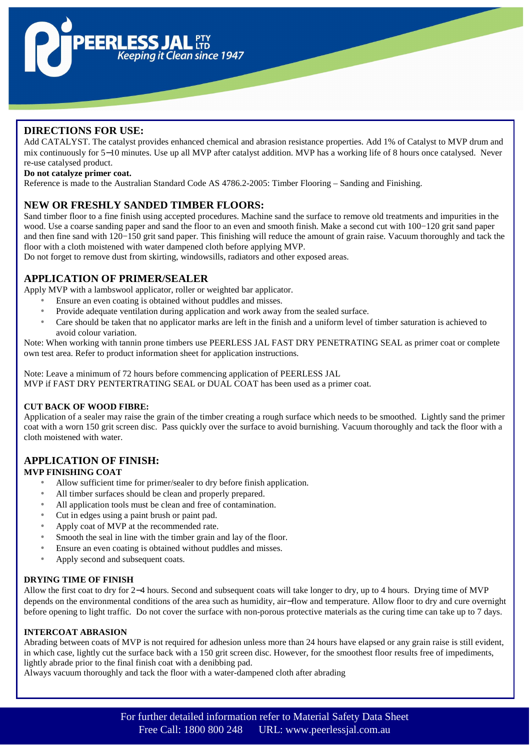## DIRECTIONS FOR USE:

Add CATALYST. The catalyst provides enhanced chemical and abrasion resistance properties. Add 1% of Catalyst to MVP drum and mix continuously for 5–10 minutes. Use up all MVP after catalyst addition. MVP has a working life of 8 hours once catalysed. Never re-use catalysed product.

**Do not catalyze primer coat.**

Reference is made to the Australian Standard Code AS 4786.2-2005: Timber Flooring – Sanding and Finishing.

## NEW OR FRESHLY SANDED TIMBER FLOORS:

Sand timber floor to a fine finish using accepted procedures. Machine sand the surface to remove old treatments and impurities in the wood. Use a coarse sanding paper and sand the floor to an even and smooth finish. Make a second cut with 100−120 grit sand paper and then fine sand with 120−150 grit sand paper. This finishing will reduce the amount of grain raise. Vacuum thoroughly and tack the floor with a cloth moistened with water dampened cloth before applying MVP.

Do not forget to remove dust from skirting, windowsills, radiators and other exposed areas.

## APPLICATION OF PRIMER/SEALER

Apply MVP with a lambswool applicator, roller or weighted bar applicator.

- Ensure an even coating is obtained without puddles and misses.
- Provide adequate ventilation during application and work away from the sealed surface.
- Care should be taken that no applicator marks are left in the finish and a uniform level of timber saturation is achieved to avoid colour variation.

Note: When working with tannin prone timbers use PEERLESS JAL FAST DRY PENETRATING SEAL as primer coat or complete own test area. Refer to product information sheet for application instructions.

Note: Leave a minimum of 72 hours before commencing application of PEERLESS JAL MVP if FAST DRY PENTERTRATING SEAL or DUAL COAT has been used as a primer coat.

### CUT BACK OF WOOD FIBRE:

Application of a sealer may raise the grain of the timber creating a rough surface which needs to be smoothed. Lightly sand the primer coat with a worn 150 grit screen disc. Pass quickly over the surface to avoid burnishing. Vacuum thoroughly and tack the floor with a cloth moistened with water.

## APPLICATION OF FINISH:

### MVP FINISHING COAT

- Allow sufficient time for primer/sealer to dry before finish application.
- All timber surfaces should be clean and properly prepared.
- All application tools must be clean and free of contamination.
- Cut in edges using a paint brush or paint pad.
- Apply coat of MVP at the recommended rate.
- Smooth the seal in line with the timber grain and lay of the floor.
- Ensure an even coating is obtained without puddles and misses.
- Apply second and subsequent coats.

### DRYING TIME OF FINISH

Allow the first coat to dry for 2–4 hours. Second and subsequent coats will take longer to dry, up to 4 hours. Drying time of MVP depends on the environmental conditions of the area such as humidity, air–flow and temperature. Allow floor to dry and cure overnight before opening to light traffic. Do not cover the surface with non-porous protective materials as the curing time can take up to 7 days.

### INTERCOAT ABRASION

Abrading between coats of MVP is not required for adhesion unless more than 24 hours have elapsed or any grain raise is still evident, in which case, lightly cut the surface back with a 150 grit screen disc. However, for the smoothest floor results free of impediments, lightly abrade prior to the final finish coat with a denibbing pad.

Always vacuum thoroughly and tack the floor with a water-dampened cloth after abrading

For further detailed information refer to Material Safety Data Sheet
Free Call: 1800 800 248 URL: www.peerlessjal.com.au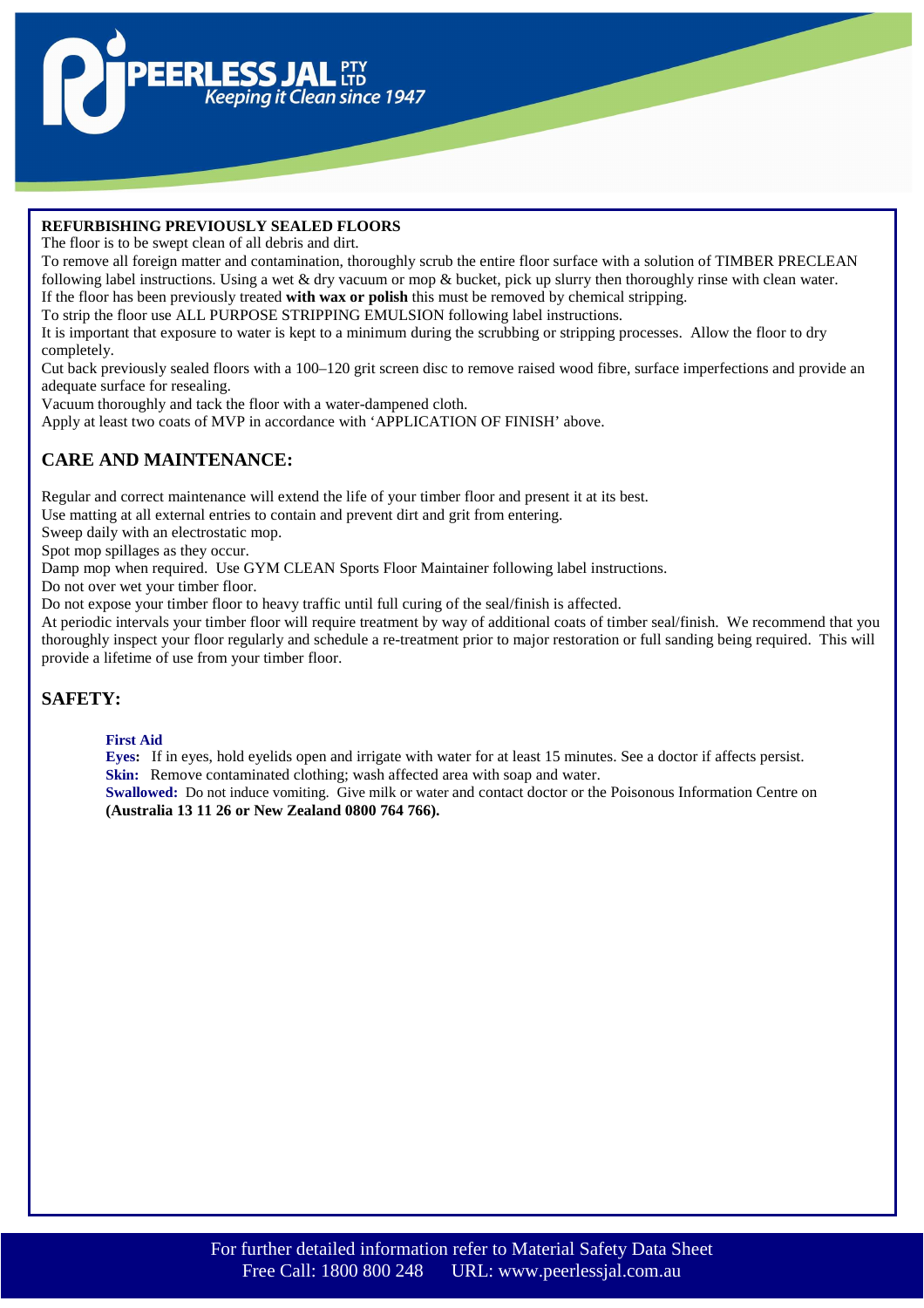**REFURBISHING PREVIOUSLY SEALED FLOORS**

The floor is to be swept clean of all debris and dirt.
To remove all foreign matter and contamination, thoroughly scrub the entire floor surface with a solution of TIMBER PRECLEAN following label instructions. Using a wet & dry vacuum or mop & bucket, pick up slurry then thoroughly rinse with clean water.
If the floor has been previously treated **with wax or polish** this must be removed by chemical stripping.
To strip the floor use ALL PURPOSE STRIPPING EMULSION following label instructions.
It is important that exposure to water is kept to a minimum during the scrubbing or stripping processes. Allow the floor to dry completely.
Cut back previously sealed floors with a 100–120 grit screen disc to remove raised wood fibre, surface imperfections and provide an adequate surface for resealing.
Vacuum thoroughly and tack the floor with a water-dampened cloth.
Apply at least two coats of MVP in accordance with 'APPLICATION OF FINISH' above.

## CARE AND MAINTENANCE:

Regular and correct maintenance will extend the life of your timber floor and present it at its best.
Use matting at all external entries to contain and prevent dirt and grit from entering.
Sweep daily with an electrostatic mop.
Spot mop spillages as they occur.
Damp mop when required. Use GYM CLEAN Sports Floor Maintainer following label instructions.
Do not over wet your timber floor.
Do not expose your timber floor to heavy traffic until full curing of the seal/finish is affected.
At periodic intervals your timber floor will require treatment by way of additional coats of timber seal/finish. We recommend that you thoroughly inspect your floor regularly and schedule a re-treatment prior to major restoration or full sanding being required. This will provide a lifetime of use from your timber floor.

## SAFETY:

**First Aid**

**Eyes:** If in eyes, hold eyelids open and irrigate with water for at least 15 minutes. See a doctor if affects persist.
**Skin:** Remove contaminated clothing; wash affected area with soap and water.
**Swallowed:** Do not induce vomiting. Give milk or water and contact doctor or the Poisonous Information Centre on **(Australia 13 11 26 or New Zealand 0800 764 766).**

For further detailed information refer to Material Safety Data Sheet
Free Call: 1800 800 248 URL: www.peerlessjal.com.au